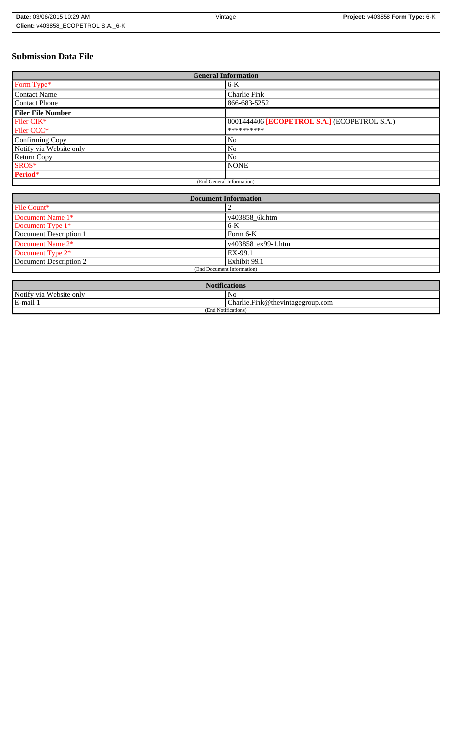# Submission Data File

| General Information | |
|---|---|
| Form Type* | 6-K |
| Contact Name | Charlie Fink |
| Contact Phone | 866-683-5252 |
| **Filer File Number** | |
| Filer CIK* | 0001444406 **[ECOPETROL S.A.]** (ECOPETROL S.A.) |
| Filer CCC* | ********** |
| Confirming Copy | No |
| Notify via Website only | No |
| Return Copy | No |
| SROS* | NONE |
| **Period*** | |
| (End General Information) | |

| Document Information | |
|---|---|
| File Count* | 2 |
| Document Name 1* | v403858_6k.htm |
| Document Type 1* | 6-K |
| Document Description 1 | Form 6-K |
| Document Name 2* | v403858_ex99-1.htm |
| Document Type 2* | EX-99.1 |
| Document Description 2 | Exhibit 99.1 |
| (End Document Information) | |

| Notifications | |
|---|---|
| Notify via Website only | No |
| E-mail 1 | Charlie.Fink@thevintagegroup.com |
| (End Notifications) | |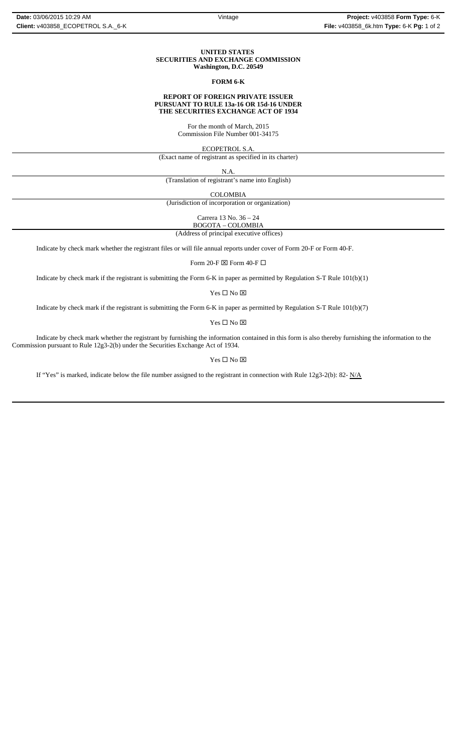**UNITED STATES**
**SECURITIES AND EXCHANGE COMMISSION**
**Washington, D.C. 20549**

**FORM 6-K**

**REPORT OF FOREIGN PRIVATE ISSUER**
**PURSUANT TO RULE 13a-16 OR 15d-16 UNDER**
**THE SECURITIES EXCHANGE ACT OF 1934**

For the month of March, 2015
Commission File Number 001-34175

ECOPETROL S.A.

(Exact name of registrant as specified in its charter)

N.A.

(Translation of registrant's name into English)

COLOMBIA

(Jurisdiction of incorporation or organization)

Carrera 13 No. 36 – 24
BOGOTA – COLOMBIA

(Address of principal executive offices)

Indicate by check mark whether the registrant files or will file annual reports under cover of Form 20-F or Form 40-F.

Form 20-F ☒ Form 40-F ☐

Indicate by check mark if the registrant is submitting the Form 6-K in paper as permitted by Regulation S-T Rule 101(b)(1)

Yes ☐ No ☒

Indicate by check mark if the registrant is submitting the Form 6-K in paper as permitted by Regulation S-T Rule 101(b)(7)

Yes ☐ No ☒

Indicate by check mark whether the registrant by furnishing the information contained in this form is also thereby furnishing the information to the Commission pursuant to Rule 12g3-2(b) under the Securities Exchange Act of 1934.

Yes ☐ No ☒

If "Yes" is marked, indicate below the file number assigned to the registrant in connection with Rule 12g3-2(b): 82- N/A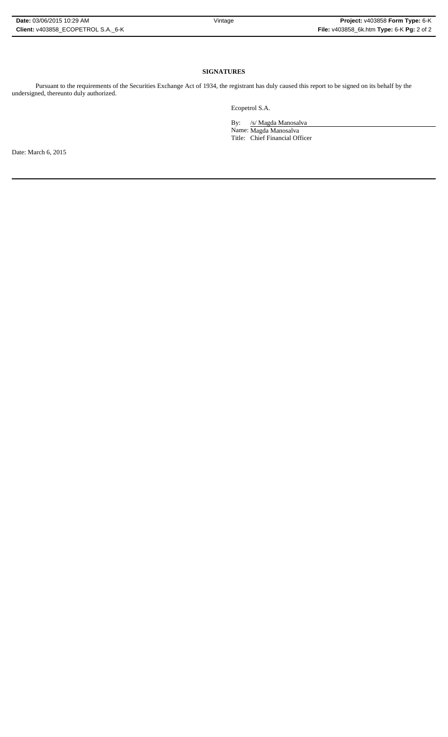**SIGNATURES**

Pursuant to the requirements of the Securities Exchange Act of 1934, the registrant has duly caused this report to be signed on its behalf by the undersigned, thereunto duly authorized.

Ecopetrol S.A.

By: /s/ Magda Manosalva
Name: Magda Manosalva
Title: Chief Financial Officer

Date: March 6, 2015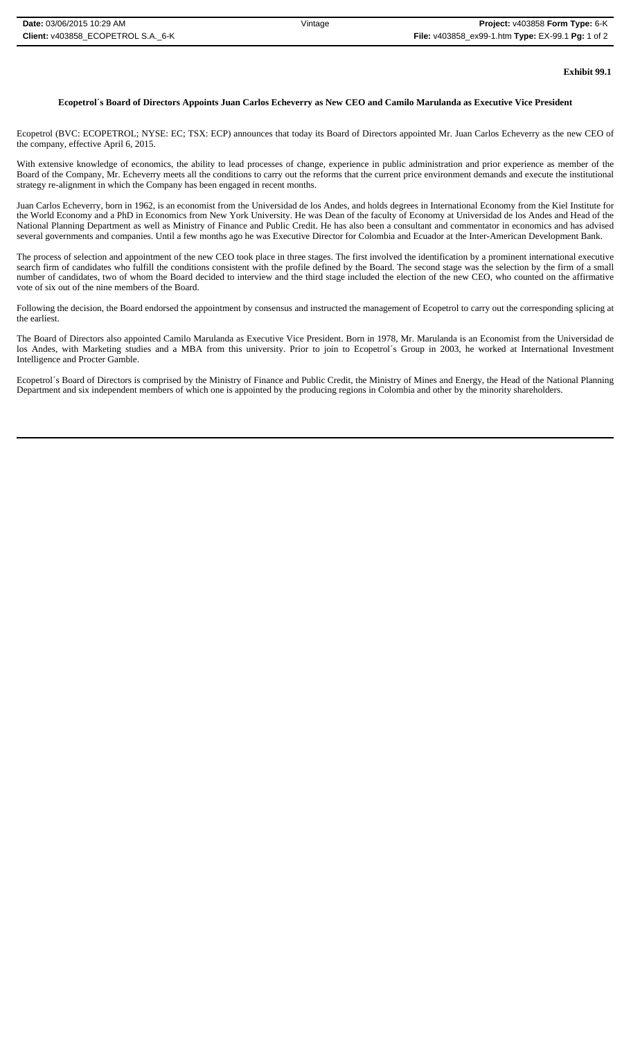**Exhibit 99.1**

**Ecopetrol´s Board of Directors Appoints Juan Carlos Echeverry as New CEO and Camilo Marulanda as Executive Vice President**

Ecopetrol (BVC: ECOPETROL; NYSE: EC; TSX: ECP) announces that today its Board of Directors appointed Mr. Juan Carlos Echeverry as the new CEO of the company, effective April 6, 2015.

With extensive knowledge of economics, the ability to lead processes of change, experience in public administration and prior experience as member of the Board of the Company, Mr. Echeverry meets all the conditions to carry out the reforms that the current price environment demands and execute the institutional strategy re-alignment in which the Company has been engaged in recent months.

Juan Carlos Echeverry, born in 1962, is an economist from the Universidad de los Andes, and holds degrees in International Economy from the Kiel Institute for the World Economy and a PhD in Economics from New York University. He was Dean of the faculty of Economy at Universidad de los Andes and Head of the National Planning Department as well as Ministry of Finance and Public Credit. He has also been a consultant and commentator in economics and has advised several governments and companies. Until a few months ago he was Executive Director for Colombia and Ecuador at the Inter-American Development Bank.

The process of selection and appointment of the new CEO took place in three stages. The first involved the identification by a prominent international executive search firm of candidates who fulfill the conditions consistent with the profile defined by the Board. The second stage was the selection by the firm of a small number of candidates, two of whom the Board decided to interview and the third stage included the election of the new CEO, who counted on the affirmative vote of six out of the nine members of the Board.

Following the decision, the Board endorsed the appointment by consensus and instructed the management of Ecopetrol to carry out the corresponding splicing at the earliest.

The Board of Directors also appointed Camilo Marulanda as Executive Vice President. Born in 1978, Mr. Marulanda is an Economist from the Universidad de los Andes, with Marketing studies and a MBA from this university. Prior to join to Ecopetrol´s Group in 2003, he worked at International Investment Intelligence and Procter Gamble.

Ecopetrol´s Board of Directors is comprised by the Ministry of Finance and Public Credit, the Ministry of Mines and Energy, the Head of the National Planning Department and six independent members of which one is appointed by the producing regions in Colombia and other by the minority shareholders.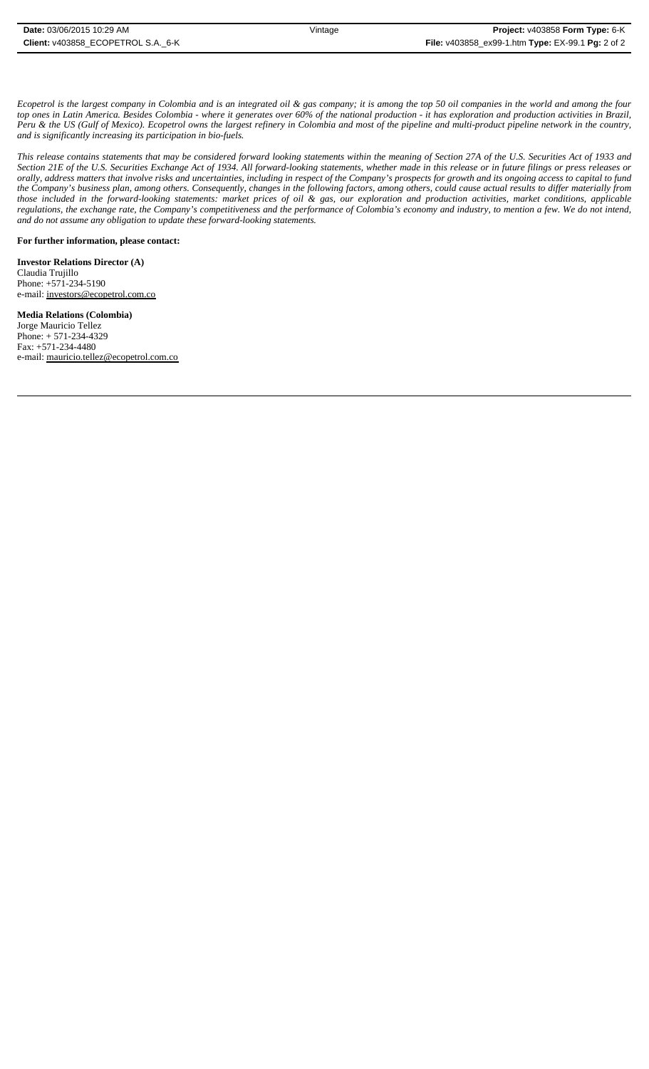*Ecopetrol is the largest company in Colombia and is an integrated oil & gas company; it is among the top 50 oil companies in the world and among the four top ones in Latin America. Besides Colombia - where it generates over 60% of the national production - it has exploration and production activities in Brazil, Peru & the US (Gulf of Mexico). Ecopetrol owns the largest refinery in Colombia and most of the pipeline and multi-product pipeline network in the country, and is significantly increasing its participation in bio-fuels.*

*This release contains statements that may be considered forward looking statements within the meaning of Section 27A of the U.S. Securities Act of 1933 and Section 21E of the U.S. Securities Exchange Act of 1934. All forward-looking statements, whether made in this release or in future filings or press releases or orally, address matters that involve risks and uncertainties, including in respect of the Company's prospects for growth and its ongoing access to capital to fund the Company's business plan, among others. Consequently, changes in the following factors, among others, could cause actual results to differ materially from those included in the forward-looking statements: market prices of oil & gas, our exploration and production activities, market conditions, applicable regulations, the exchange rate, the Company's competitiveness and the performance of Colombia's economy and industry, to mention a few. We do not intend, and do not assume any obligation to update these forward-looking statements.*

**For further information, please contact:**

**Investor Relations Director (A)**
Claudia Trujillo
Phone: +571-234-5190
e-mail: investors@ecopetrol.com.co

**Media Relations (Colombia)**
Jorge Mauricio Tellez
Phone: + 571-234-4329
Fax: +571-234-4480
e-mail: mauricio.tellez@ecopetrol.com.co